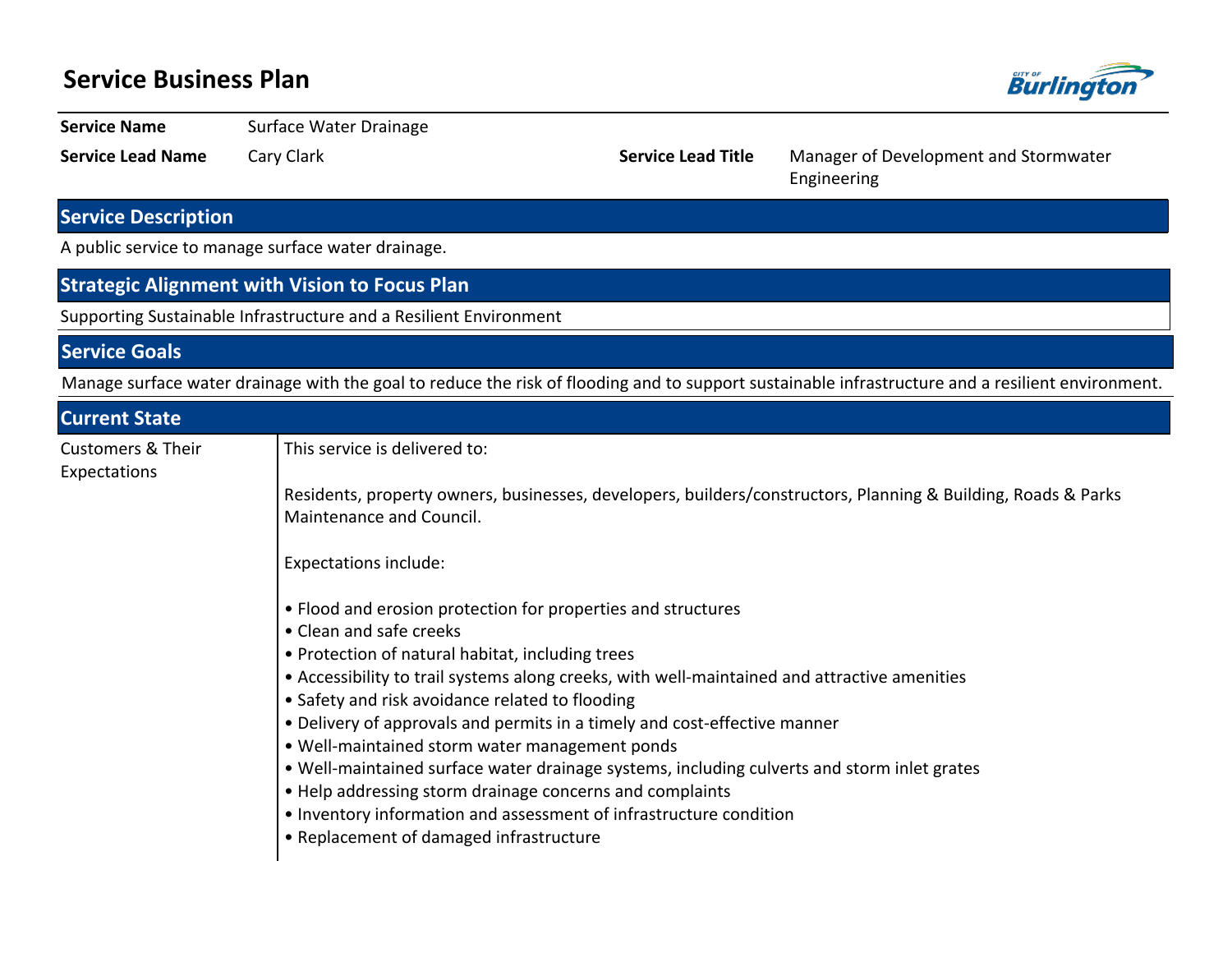# Service Business Plan

| | | | |
|---|---|---|---|
| **Service Name** | Surface Water Drainage | | |
| **Service Lead Name** | Cary Clark | **Service Lead Title** | Manager of Development and Stormwater Engineering |

## Service Description

A public service to manage surface water drainage.

## Strategic Alignment with Vision to Focus Plan

Supporting Sustainable Infrastructure and a Resilient Environment

## Service Goals

Manage surface water drainage with the goal to reduce the risk of flooding and to support sustainable infrastructure and a resilient environment.

## Current State

**Customers & Their Expectations**

This service is delivered to:

Residents, property owners, businesses, developers, builders/constructors, Planning & Building, Roads & Parks Maintenance and Council.

Expectations include:

- Flood and erosion protection for properties and structures
- Clean and safe creeks
- Protection of natural habitat, including trees
- Accessibility to trail systems along creeks, with well-maintained and attractive amenities
- Safety and risk avoidance related to flooding
- Delivery of approvals and permits in a timely and cost-effective manner
- Well-maintained storm water management ponds
- Well-maintained surface water drainage systems, including culverts and storm inlet grates
- Help addressing storm drainage concerns and complaints
- Inventory information and assessment of infrastructure condition
- Replacement of damaged infrastructure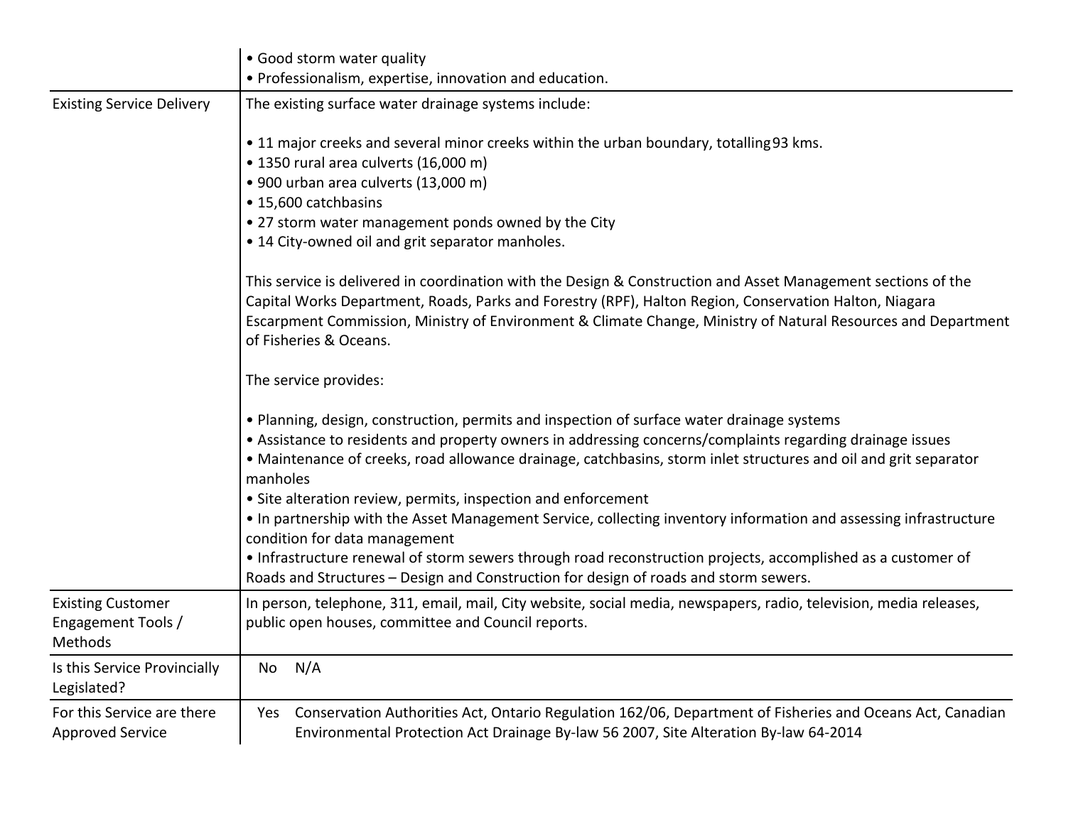| | |
|---|---|
| | • Good storm water quality<br>• Professionalism, expertise, innovation and education. |
| Existing Service Delivery | The existing surface water drainage systems include:<br><br>• 11 major creeks and several minor creeks within the urban boundary, totalling 93 kms.<br>• 1350 rural area culverts (16,000 m)<br>• 900 urban area culverts (13,000 m)<br>• 15,600 catchbasins<br>• 27 storm water management ponds owned by the City<br>• 14 City-owned oil and grit separator manholes.<br><br>This service is delivered in coordination with the Design & Construction and Asset Management sections of the Capital Works Department, Roads, Parks and Forestry (RPF), Halton Region, Conservation Halton, Niagara Escarpment Commission, Ministry of Environment & Climate Change, Ministry of Natural Resources and Department of Fisheries & Oceans.<br><br>The service provides:<br><br>• Planning, design, construction, permits and inspection of surface water drainage systems<br>• Assistance to residents and property owners in addressing concerns/complaints regarding drainage issues<br>• Maintenance of creeks, road allowance drainage, catchbasins, storm inlet structures and oil and grit separator manholes<br>• Site alteration review, permits, inspection and enforcement<br>• In partnership with the Asset Management Service, collecting inventory information and assessing infrastructure condition for data management<br>• Infrastructure renewal of storm sewers through road reconstruction projects, accomplished as a customer of Roads and Structures – Design and Construction for design of roads and storm sewers. |
| Existing Customer Engagement Tools / Methods | In person, telephone, 311, email, mail, City website, social media, newspapers, radio, television, media releases, public open houses, committee and Council reports. |
| Is this Service Provincially Legislated? | No N/A |
| For this Service are there Approved Service | Yes Conservation Authorities Act, Ontario Regulation 162/06, Department of Fisheries and Oceans Act, Canadian Environmental Protection Act Drainage By-law 56 2007, Site Alteration By-law 64-2014 |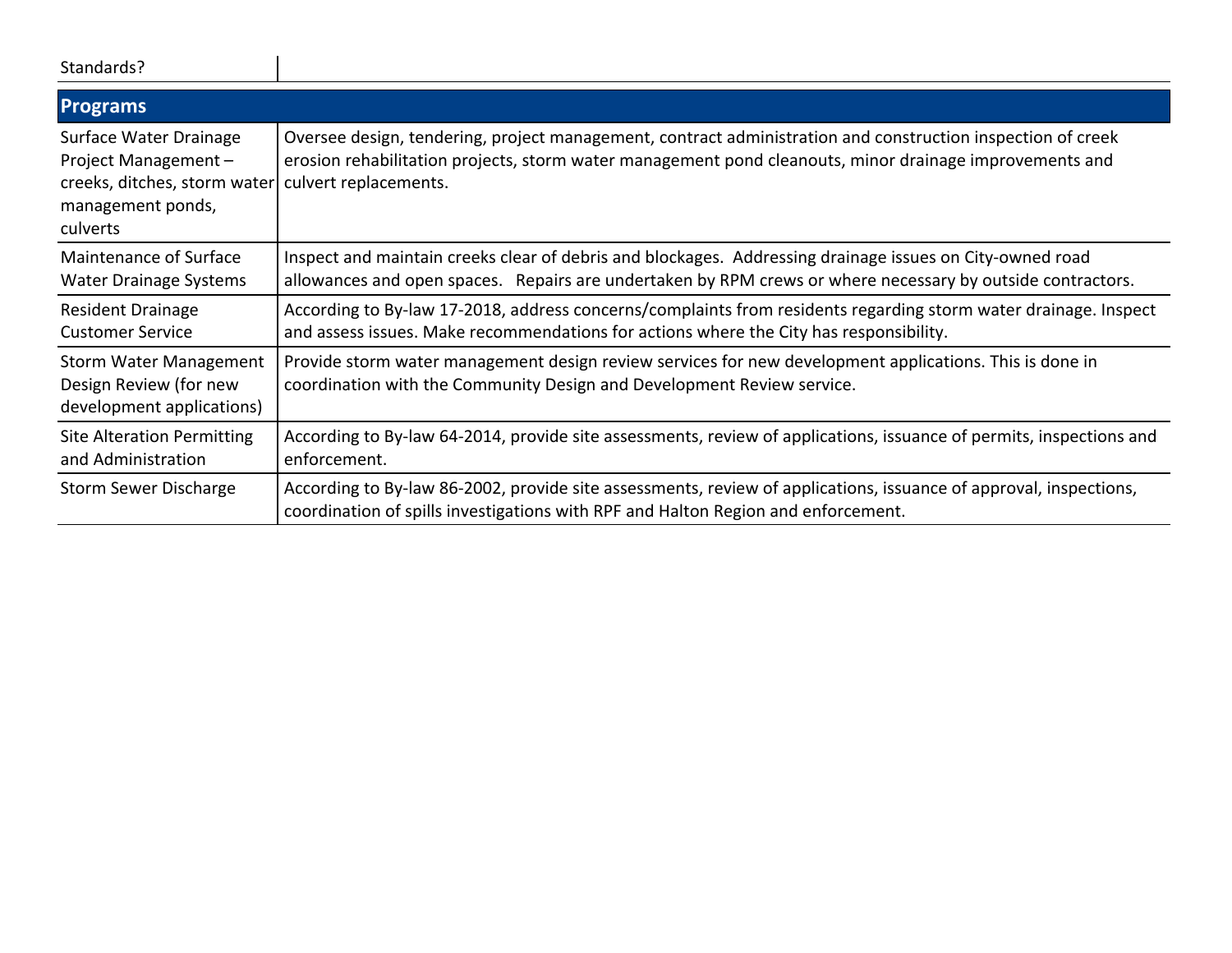| Standards? | |
|---|---|

## Programs

| Program | Description |
|---|---|
| Surface Water Drainage Project Management – creeks, ditches, storm water management ponds, culverts | Oversee design, tendering, project management, contract administration and construction inspection of creek erosion rehabilitation projects, storm water management pond cleanouts, minor drainage improvements and culvert replacements. |
| Maintenance of Surface Water Drainage Systems | Inspect and maintain creeks clear of debris and blockages. Addressing drainage issues on City-owned road allowances and open spaces. Repairs are undertaken by RPM crews or where necessary by outside contractors. |
| Resident Drainage Customer Service | According to By-law 17-2018, address concerns/complaints from residents regarding storm water drainage. Inspect and assess issues. Make recommendations for actions where the City has responsibility. |
| Storm Water Management Design Review (for new development applications) | Provide storm water management design review services for new development applications. This is done in coordination with the Community Design and Development Review service. |
| Site Alteration Permitting and Administration | According to By-law 64-2014, provide site assessments, review of applications, issuance of permits, inspections and enforcement. |
| Storm Sewer Discharge | According to By-law 86-2002, provide site assessments, review of applications, issuance of approval, inspections, coordination of spills investigations with RPF and Halton Region and enforcement. |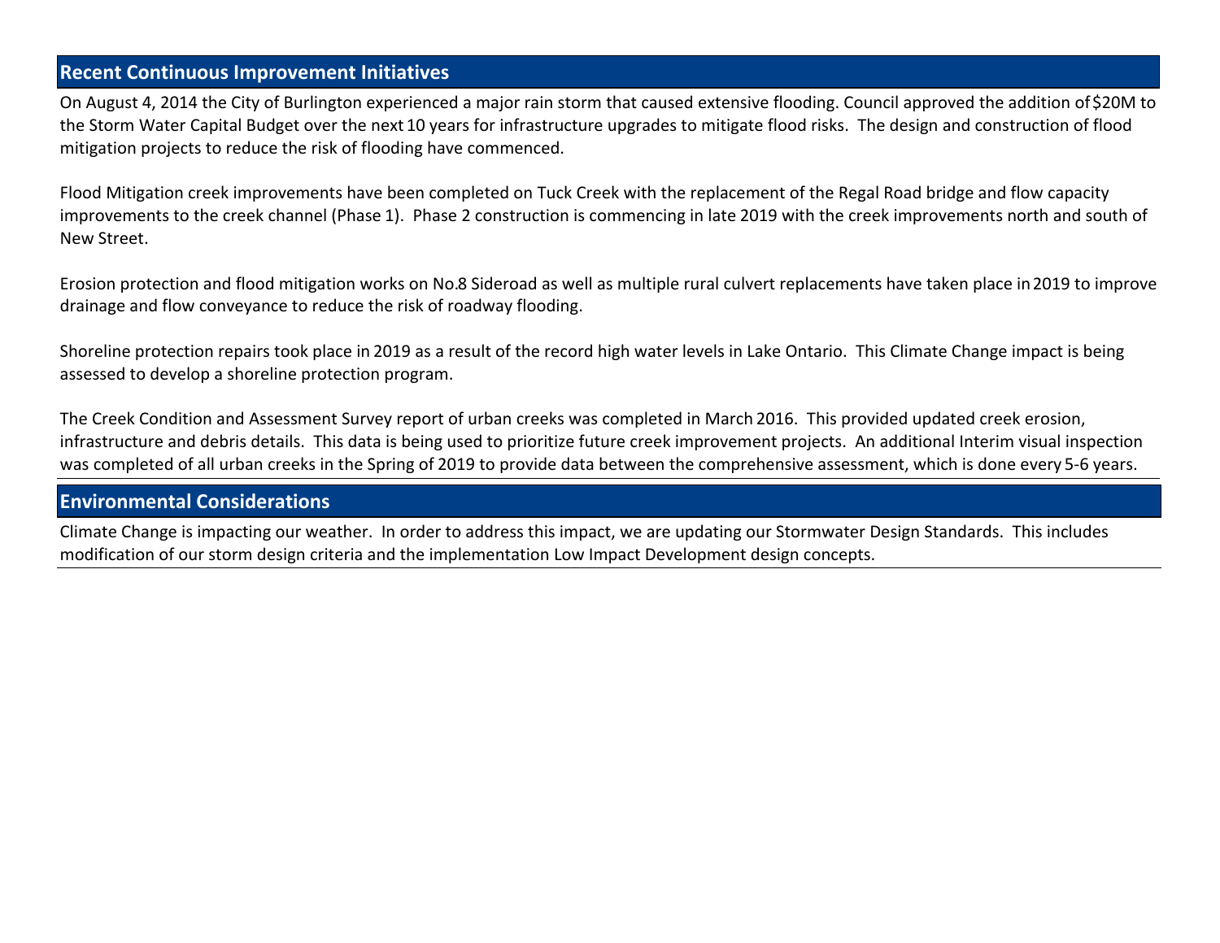## Recent Continuous Improvement Initiatives

On August 4, 2014 the City of Burlington experienced a major rain storm that caused extensive flooding. Council approved the addition of $20M to the Storm Water Capital Budget over the next 10 years for infrastructure upgrades to mitigate flood risks. The design and construction of flood mitigation projects to reduce the risk of flooding have commenced.

Flood Mitigation creek improvements have been completed on Tuck Creek with the replacement of the Regal Road bridge and flow capacity improvements to the creek channel (Phase 1). Phase 2 construction is commencing in late 2019 with the creek improvements north and south of New Street.

Erosion protection and flood mitigation works on No.8 Sideroad as well as multiple rural culvert replacements have taken place in 2019 to improve drainage and flow conveyance to reduce the risk of roadway flooding.

Shoreline protection repairs took place in 2019 as a result of the record high water levels in Lake Ontario. This Climate Change impact is being assessed to develop a shoreline protection program.

The Creek Condition and Assessment Survey report of urban creeks was completed in March 2016. This provided updated creek erosion, infrastructure and debris details. This data is being used to prioritize future creek improvement projects. An additional Interim visual inspection was completed of all urban creeks in the Spring of 2019 to provide data between the comprehensive assessment, which is done every 5-6 years.

## Environmental Considerations

Climate Change is impacting our weather. In order to address this impact, we are updating our Stormwater Design Standards. This includes modification of our storm design criteria and the implementation Low Impact Development design concepts.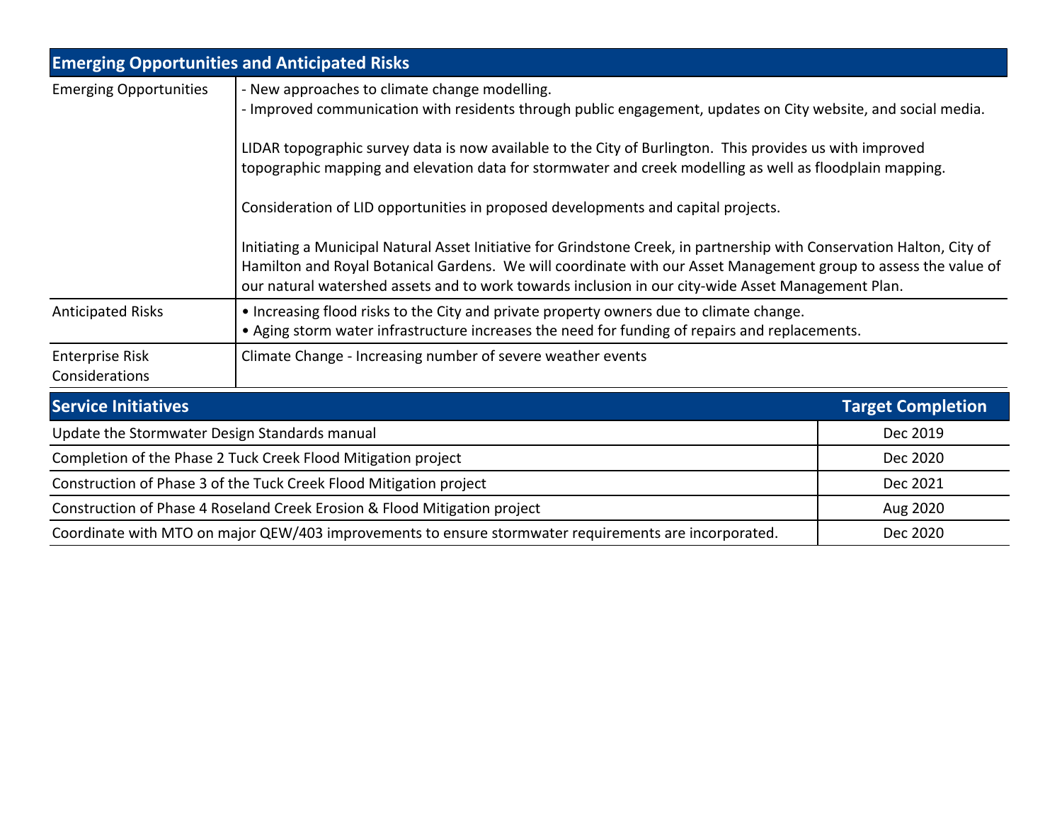| Emerging Opportunities and Anticipated Risks | |
|---|---|
| Emerging Opportunities | - New approaches to climate change modelling.<br>- Improved communication with residents through public engagement, updates on City website, and social media.<br><br>LIDAR topographic survey data is now available to the City of Burlington. This provides us with improved topographic mapping and elevation data for stormwater and creek modelling as well as floodplain mapping.<br><br>Consideration of LID opportunities in proposed developments and capital projects.<br><br>Initiating a Municipal Natural Asset Initiative for Grindstone Creek, in partnership with Conservation Halton, City of Hamilton and Royal Botanical Gardens. We will coordinate with our Asset Management group to assess the value of our natural watershed assets and to work towards inclusion in our city-wide Asset Management Plan. |
| Anticipated Risks | • Increasing flood risks to the City and private property owners due to climate change.<br>• Aging storm water infrastructure increases the need for funding of repairs and replacements. |
| Enterprise Risk Considerations | Climate Change - Increasing number of severe weather events |

| Service Initiatives | Target Completion |
|---|---|
| Update the Stormwater Design Standards manual | Dec 2019 |
| Completion of the Phase 2 Tuck Creek Flood Mitigation project | Dec 2020 |
| Construction of Phase 3 of the Tuck Creek Flood Mitigation project | Dec 2021 |
| Construction of Phase 4 Roseland Creek Erosion & Flood Mitigation project | Aug 2020 |
| Coordinate with MTO on major QEW/403 improvements to ensure stormwater requirements are incorporated. | Dec 2020 |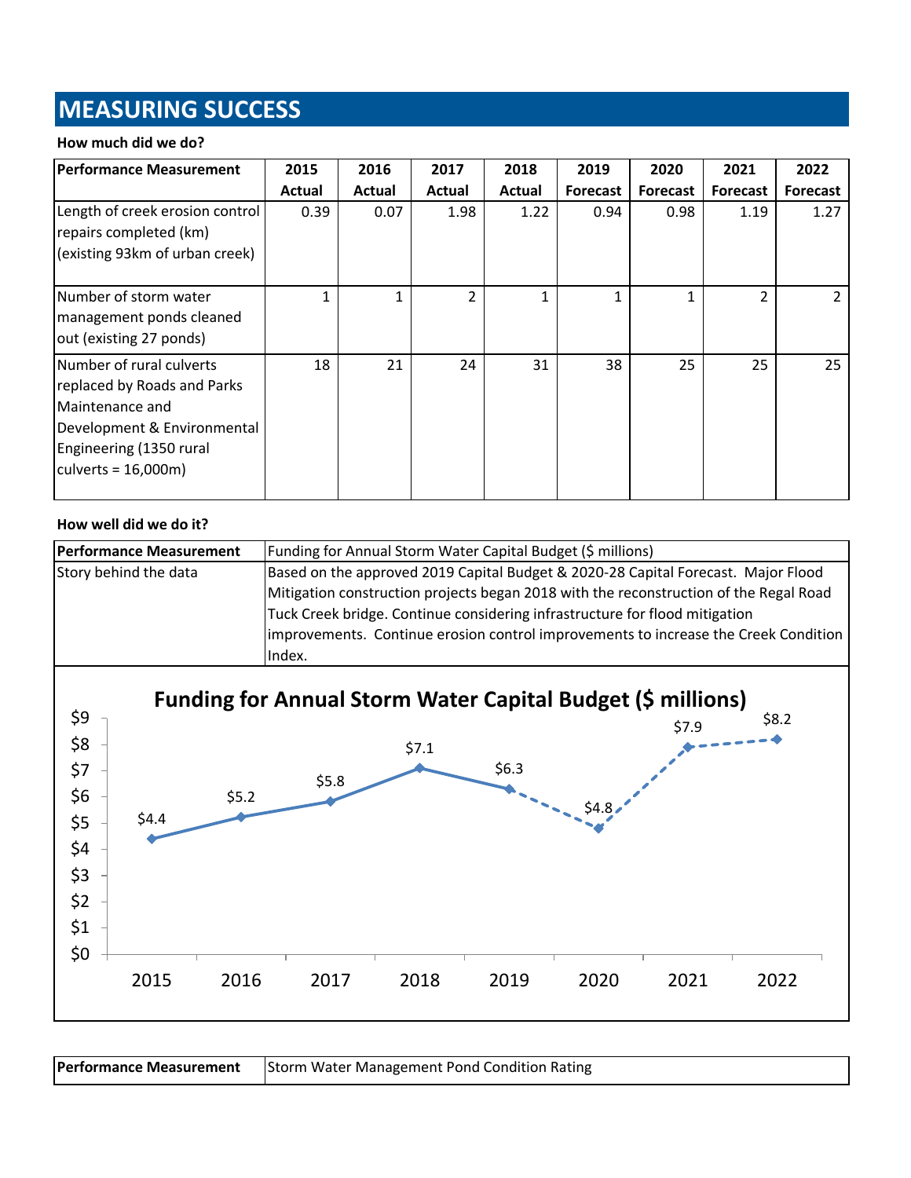# MEASURING SUCCESS

**How much did we do?**

| Performance Measurement | 2015 Actual | 2016 Actual | 2017 Actual | 2018 Actual | 2019 Forecast | 2020 Forecast | 2021 Forecast | 2022 Forecast |
|---|---|---|---|---|---|---|---|---|
| Length of creek erosion control repairs completed (km) (existing 93km of urban creek) | 0.39 | 0.07 | 1.98 | 1.22 | 0.94 | 0.98 | 1.19 | 1.27 |
| Number of storm water management ponds cleaned out (existing 27 ponds) | 1 | 1 | 2 | 1 | 1 | 1 | 2 | 2 |
| Number of rural culverts replaced by Roads and Parks Maintenance and Development & Environmental Engineering (1350 rural culverts = 16,000m) | 18 | 21 | 24 | 31 | 38 | 25 | 25 | 25 |

**How well did we do it?**

| Performance Measurement | Funding for Annual Storm Water Capital Budget ($ millions) |
|---|---|
| Story behind the data | Based on the approved 2019 Capital Budget & 2020-28 Capital Forecast. Major Flood Mitigation construction projects began 2018 with the reconstruction of the Regal Road Tuck Creek bridge. Continue considering infrastructure for flood mitigation improvements. Continue erosion control improvements to increase the Creek Condition Index. |

**Funding for Annual Storm Water Capital Budget ($ millions)**

| Year | 2015 | 2016 | 2017 | 2018 | 2019 | 2020 | 2021 | 2022 |
|---|---|---|---|---|---|---|---|---|
| Funding ($ millions) | $4.4 | $5.2 | $5.8 | $7.1 | $6.3 | $4.8 | $7.9 | $8.2 |

| Performance Measurement | Storm Water Management Pond Condition Rating |
|---|---|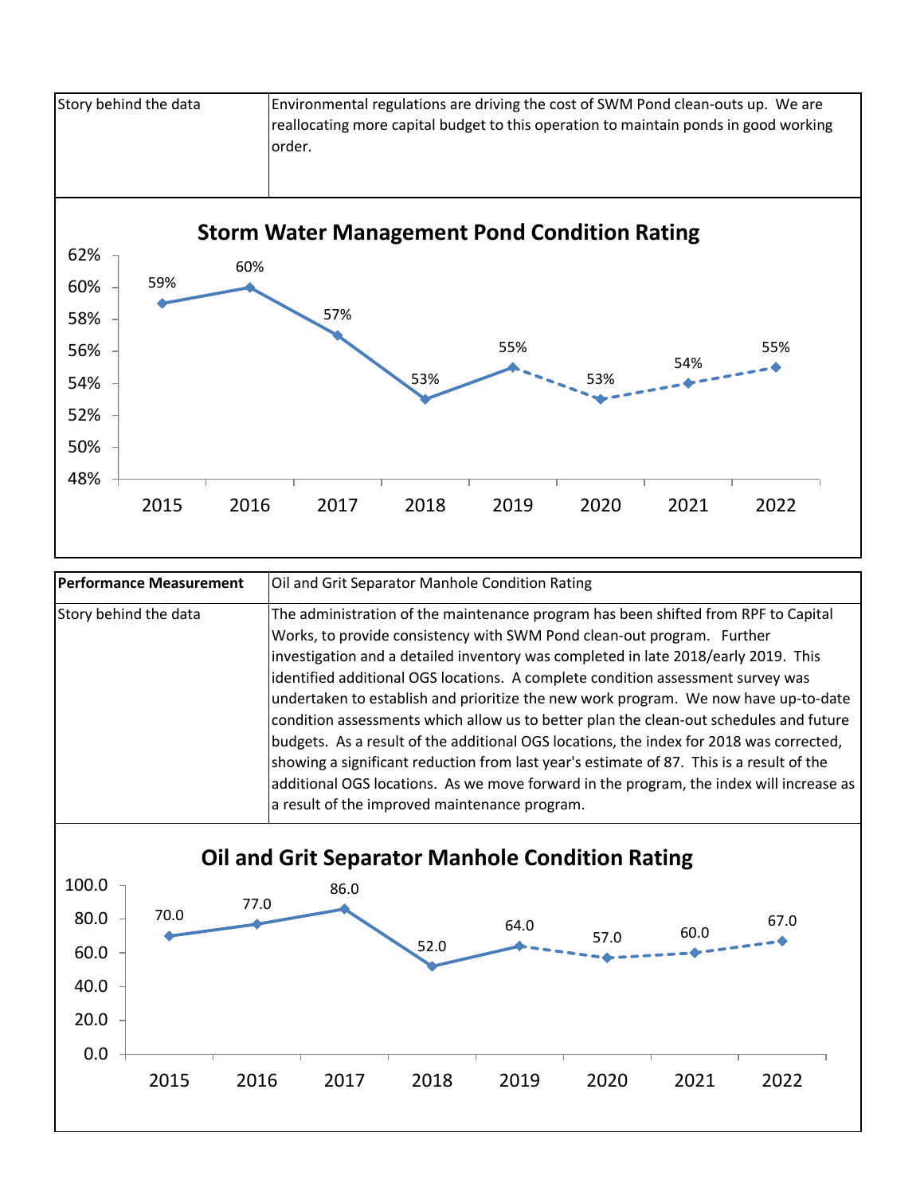| | |
|---|---|
| Story behind the data | Environmental regulations are driving the cost of SWM Pond clean-outs up. We are reallocating more capital budget to this operation to maintain ponds in good working order. |

**Storm Water Management Pond Condition Rating**

| Year | 2015 | 2016 | 2017 | 2018 | 2019 | 2020 | 2021 | 2022 |
|---|---|---|---|---|---|---|---|---|
| Rating | 59% | 60% | 57% | 53% | 55% | 53% | 54% | 55% |

| | |
|---|---|
| **Performance Measurement** | Oil and Grit Separator Manhole Condition Rating |
| Story behind the data | The administration of the maintenance program has been shifted from RPF to Capital Works, to provide consistency with SWM Pond clean-out program. Further investigation and a detailed inventory was completed in late 2018/early 2019. This identified additional OGS locations. A complete condition assessment survey was undertaken to establish and prioritize the new work program. We now have up-to-date condition assessments which allow us to better plan the clean-out schedules and future budgets. As a result of the additional OGS locations, the index for 2018 was corrected, showing a significant reduction from last year's estimate of 87. This is a result of the additional OGS locations. As we move forward in the program, the index will increase as a result of the improved maintenance program. |

**Oil and Grit Separator Manhole Condition Rating**

| Year | 2015 | 2016 | 2017 | 2018 | 2019 | 2020 | 2021 | 2022 |
|---|---|---|---|---|---|---|---|---|
| Rating | 70.0 | 77.0 | 86.0 | 52.0 | 64.0 | 57.0 | 60.0 | 67.0 |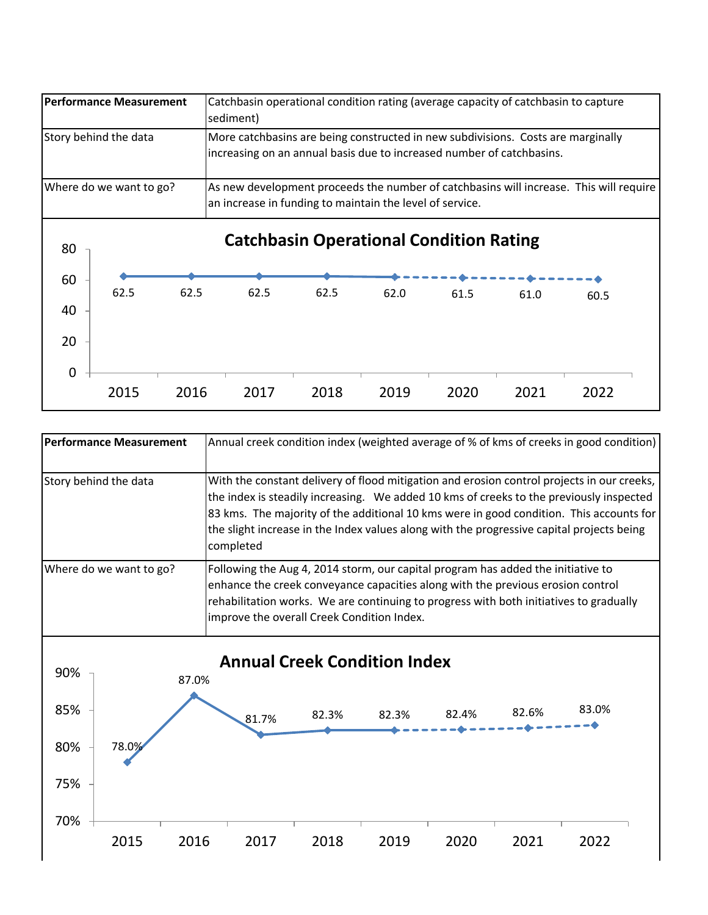| | |
|---|---|
| **Performance Measurement** | Catchbasin operational condition rating (average capacity of catchbasin to capture sediment) |
| Story behind the data | More catchbasins are being constructed in new subdivisions. Costs are marginally increasing on an annual basis due to increased number of catchbasins. |
| Where do we want to go? | As new development proceeds the number of catchbasins will increase. This will require an increase in funding to maintain the level of service. |

**Catchbasin Operational Condition Rating**

80
60
40
20
0

62.5 62.5 62.5 62.5 62.0 61.5 61.0 60.5

2015 2016 2017 2018 2019 2020 2021 2022

| | |
|---|---|
| **Performance Measurement** | Annual creek condition index (weighted average of % of kms of creeks in good condition) |
| Story behind the data | With the constant delivery of flood mitigation and erosion control projects in our creeks, the index is steadily increasing. We added 10 kms of creeks to the previously inspected 83 kms. The majority of the additional 10 kms were in good condition. This accounts for the slight increase in the Index values along with the progressive capital projects being completed |
| Where do we want to go? | Following the Aug 4, 2014 storm, our capital program has added the initiative to enhance the creek conveyance capacities along with the previous erosion control rehabilitation works. We are continuing to progress with both initiatives to gradually improve the overall Creek Condition Index. |

**Annual Creek Condition Index**

90%
85%
80%
75%
70%

78.0% 87.0% 81.7% 82.3% 82.3% 82.4% 82.6% 83.0%

2015 2016 2017 2018 2019 2020 2021 2022